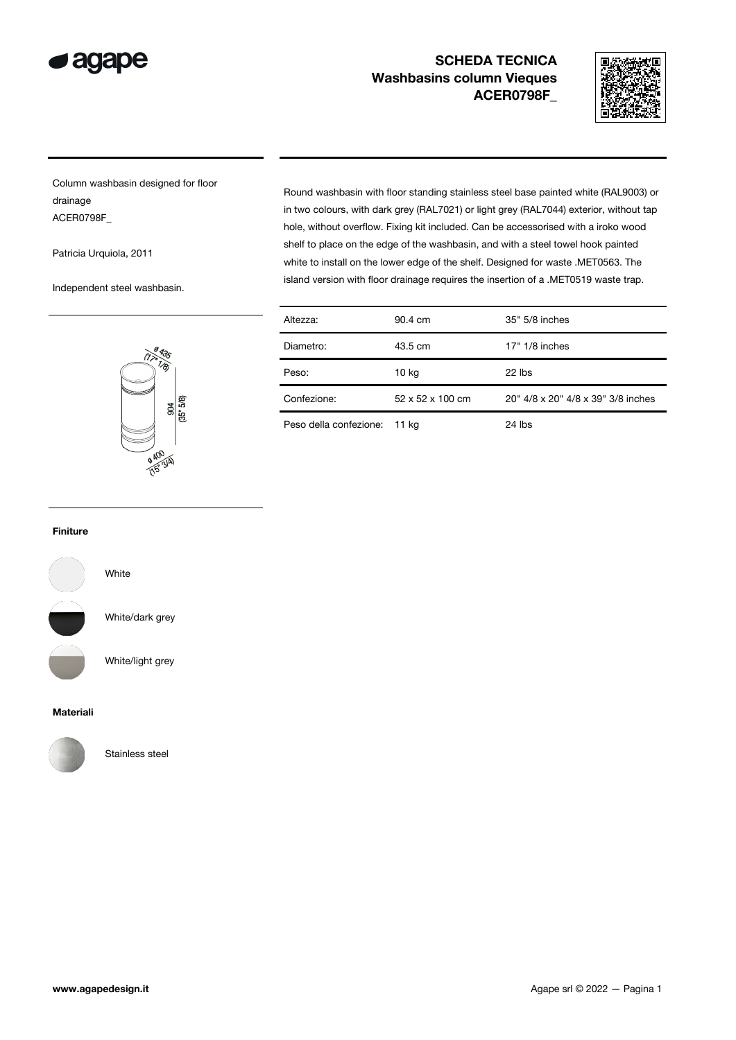agape

# SCHEDA TECNICA
## Washbasins column Vieques
## ACER0798F_

Column washbasin designed for floor drainage
ACER0798F_

Patricia Urquiola, 2011

Independent steel washbasin.

ø 435 (17" 1/8)

904 (35" 5/8)

ø 400 (15" 3/4)

Round washbasin with floor standing stainless steel base painted white (RAL9003) or in two colours, with dark grey (RAL7021) or light grey (RAL7044) exterior, without tap hole, without overflow. Fixing kit included. Can be accessorised with a iroko wood shelf to place on the edge of the washbasin, and with a steel towel hook painted white to install on the lower edge of the shelf. Designed for waste .MET0563. The island version with floor drainage requires the insertion of a .MET0519 waste trap.

| | | |
|---|---|---|
| Altezza: | 90.4 cm | 35" 5/8 inches |
| Diametro: | 43.5 cm | 17" 1/8 inches |
| Peso: | 10 kg | 22 lbs |
| Confezione: | 52 x 52 x 100 cm | 20" 4/8 x 20" 4/8 x 39" 3/8 inches |
| Peso della confezione: | 11 kg | 24 lbs |

### Finiture

- White
- White/dark grey
- White/light grey

### Materiali

- Stainless steel

www.agapedesign.it

Agape srl © 2022 — Pagina 1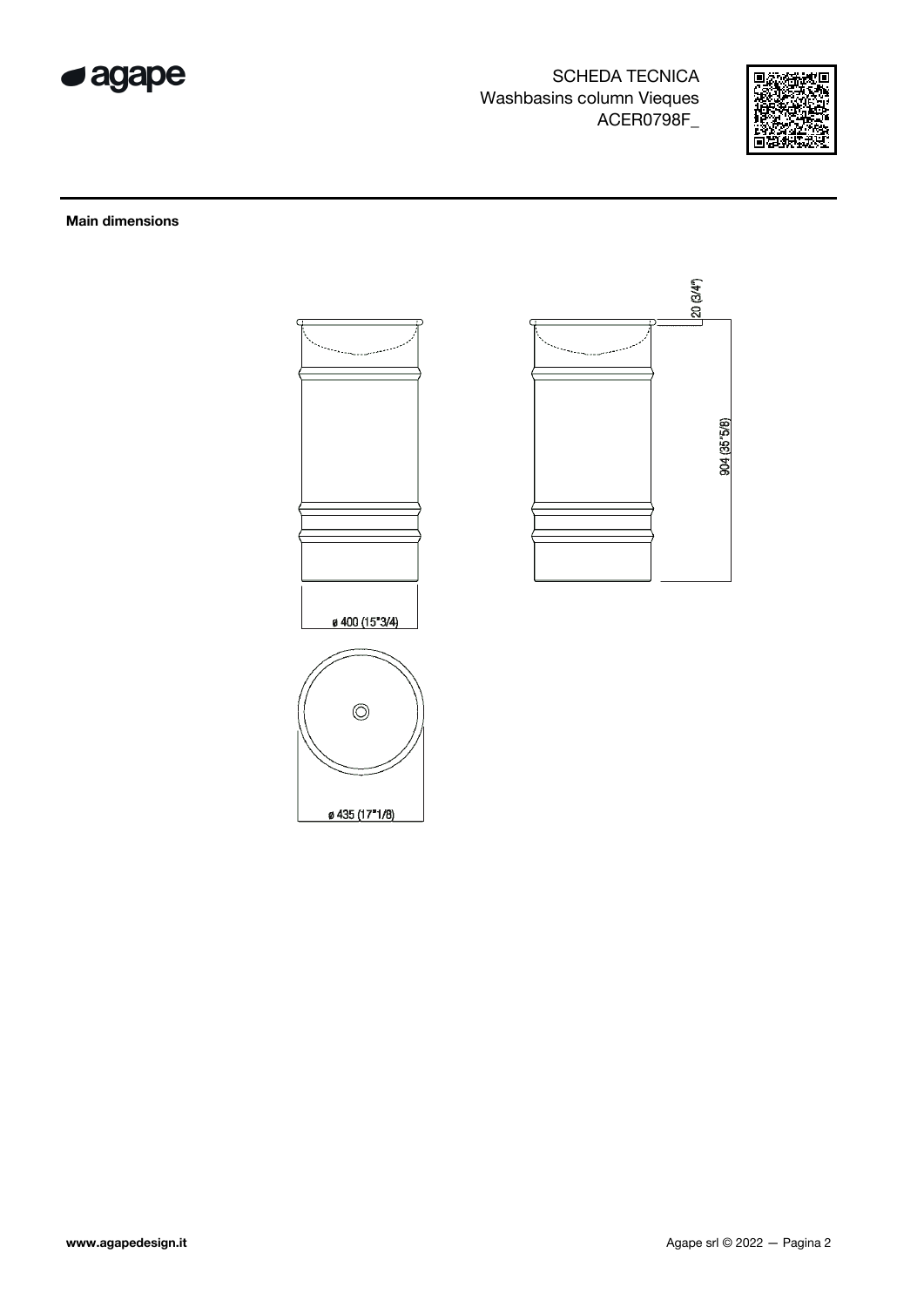SCHEDA TECNICA
Washbasins column Vieques
ACER0798F_

**Main dimensions**

20 (3/4")

904 (35"5/8)

ø 400 (15"3/4)

ø 435 (17"1/8)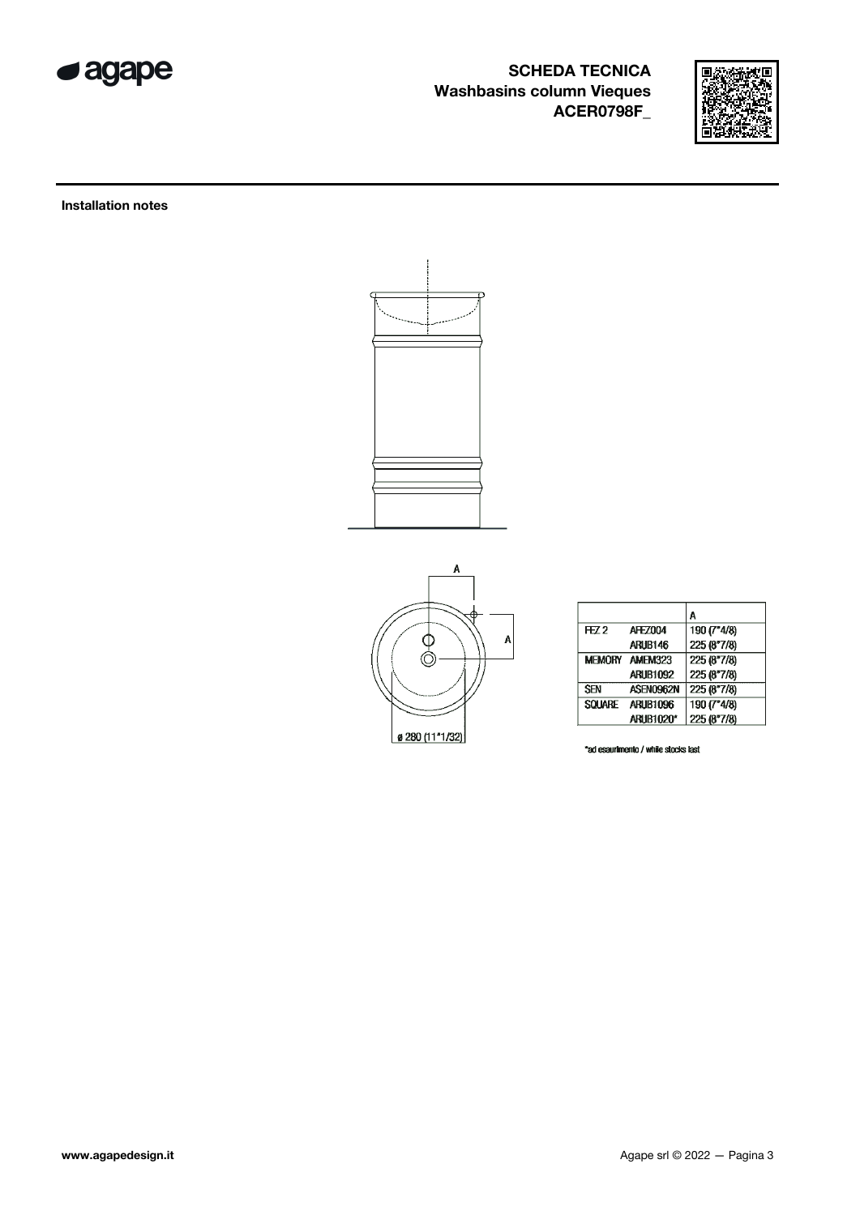SCHEDA TECNICA
Washbasins column Vieques
ACER0798F_

**Installation notes**

A

A

ø 280 (11"1/32)

| | | A |
|---|---|---|
| FEZ 2 | AFEZ004 | 190 (7"4/8) |
| | ARUB146 | 225 (8"7/8) |
| MEMORY | AMEM323 | 225 (8"7/8) |
| | ARUB1092 | 225 (8"7/8) |
| SEN | ASEN0962N | 225 (8"7/8) |
| SQUARE | ARUB1096 | 190 (7"4/8) |
| | ARUB1020* | 225 (8"7/8) |

*ad esaurimento / while stocks last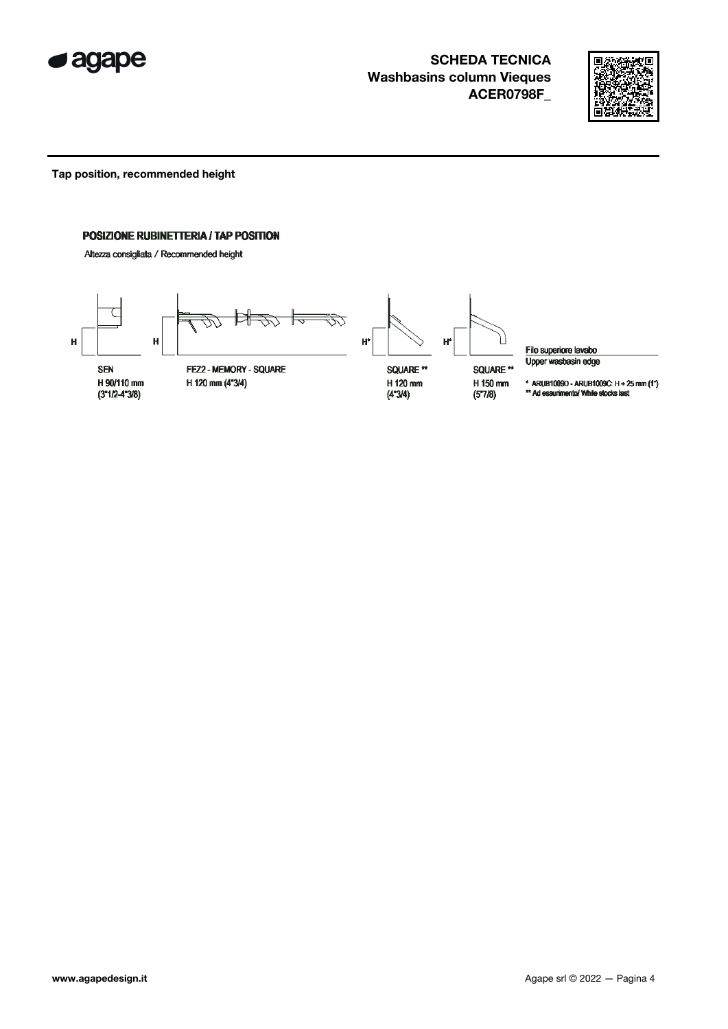**SCHEDA TECNICA**
**Washbasins column Vieques**
**ACER0798F_**

**Tap position, recommended height**

**POSIZIONE RUBINETTERIA / TAP POSITION**

Altezza consigliata / Recommended height

H

H

H*

H*

SEN
H 90/110 mm
(3"1/2-4"3/8)

FEZ2 - MEMORY - SQUARE
H 120 mm (4"3/4)

SQUARE **
H 120 mm
(4"3/4)

SQUARE **
H 150 mm
(5"7/8)

Filo superiore lavabo
Upper wasbasin edge

* ARUB1009D - ARUB1009C: H + 25 mm (1")
** Ad esaurimento/ While stocks last